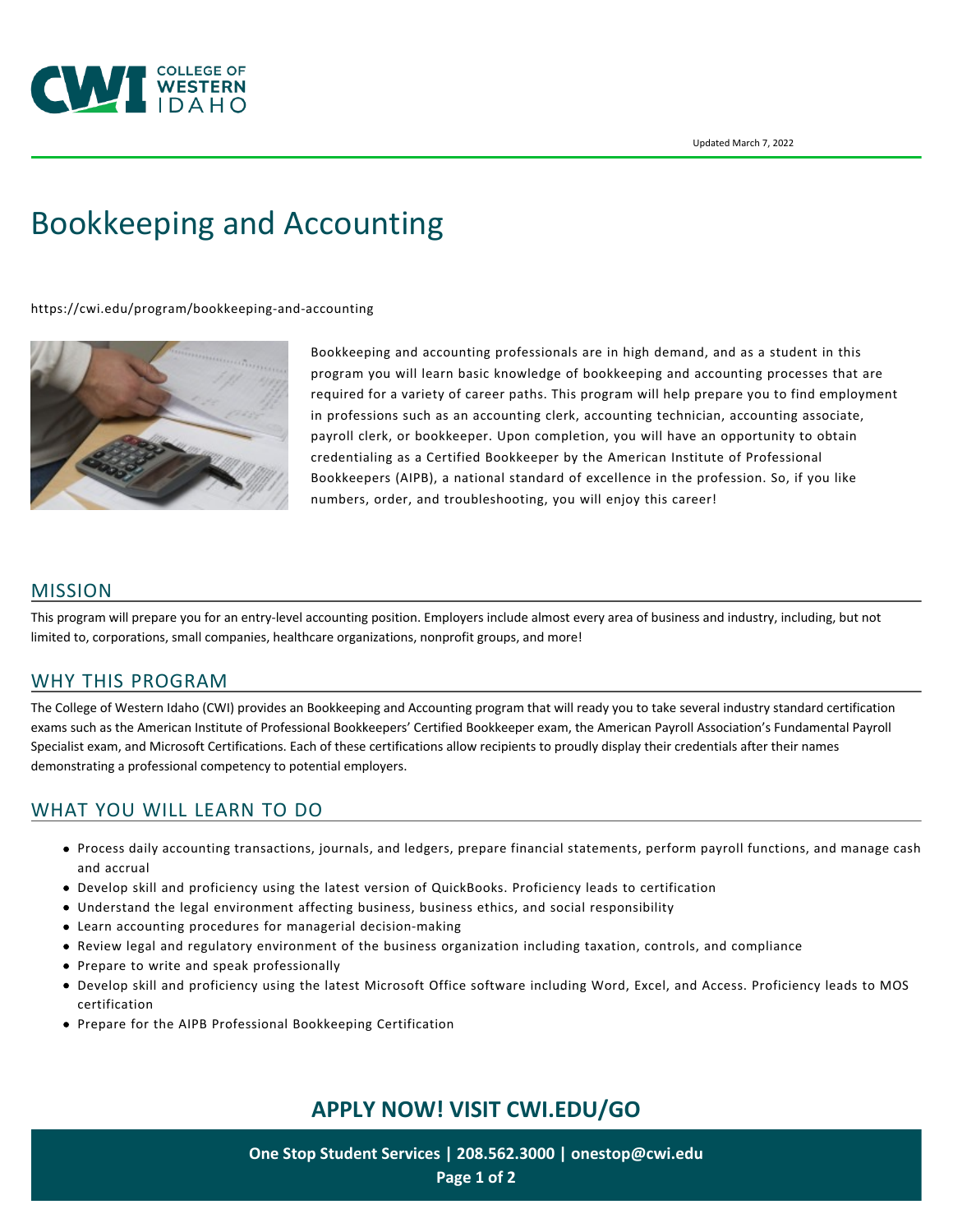Updated March 7, 2022

# Bookkeeping and Accounting

https://cwi.edu/program/bookkeeping-and-accounting

Bookkeeping and accounting professionals are in high demand, and as a student in this program you will learn basic knowledge of bookkeeping and accounting processes that are required for a variety of career paths. This program will help prepare you to find employment in professions such as an accounting clerk, accounting technician, accounting associate, payroll clerk, or bookkeeper. Upon completion, you will have an opportunity to obtain credentialing as a Certified Bookkeeper by the American Institute of Professional Bookkeepers (AIPB), a national standard of excellence in the profession. So, if you like numbers, order, and troubleshooting, you will enjoy this career!

## MISSION

This program will prepare you for an entry-level accounting position. Employers include almost every area of business and industry, including, but not limited to, corporations, small companies, healthcare organizations, nonprofit groups, and more!

## WHY THIS PROGRAM

The College of Western Idaho (CWI) provides an Bookkeeping and Accounting program that will ready you to take several industry standard certification exams such as the American Institute of Professional Bookkeepers' Certified Bookkeeper exam, the American Payroll Association's Fundamental Payroll Specialist exam, and Microsoft Certifications. Each of these certifications allow recipients to proudly display their credentials after their names demonstrating a professional competency to potential employers.

## WHAT YOU WILL LEARN TO DO

- Process daily accounting transactions, journals, and ledgers, prepare financial statements, perform payroll functions, and manage cash and accrual
- Develop skill and proficiency using the latest version of QuickBooks. Proficiency leads to certification
- Understand the legal environment affecting business, business ethics, and social responsibility
- Learn accounting procedures for managerial decision-making
- Review legal and regulatory environment of the business organization including taxation, controls, and compliance
- Prepare to write and speak professionally
- Develop skill and proficiency using the latest Microsoft Office software including Word, Excel, and Access. Proficiency leads to MOS certification
- Prepare for the AIPB Professional Bookkeeping Certification

**APPLY NOW! VISIT CWI.EDU/GO**

**One Stop Student Services | 208.562.3000 | onestop@cwi.edu**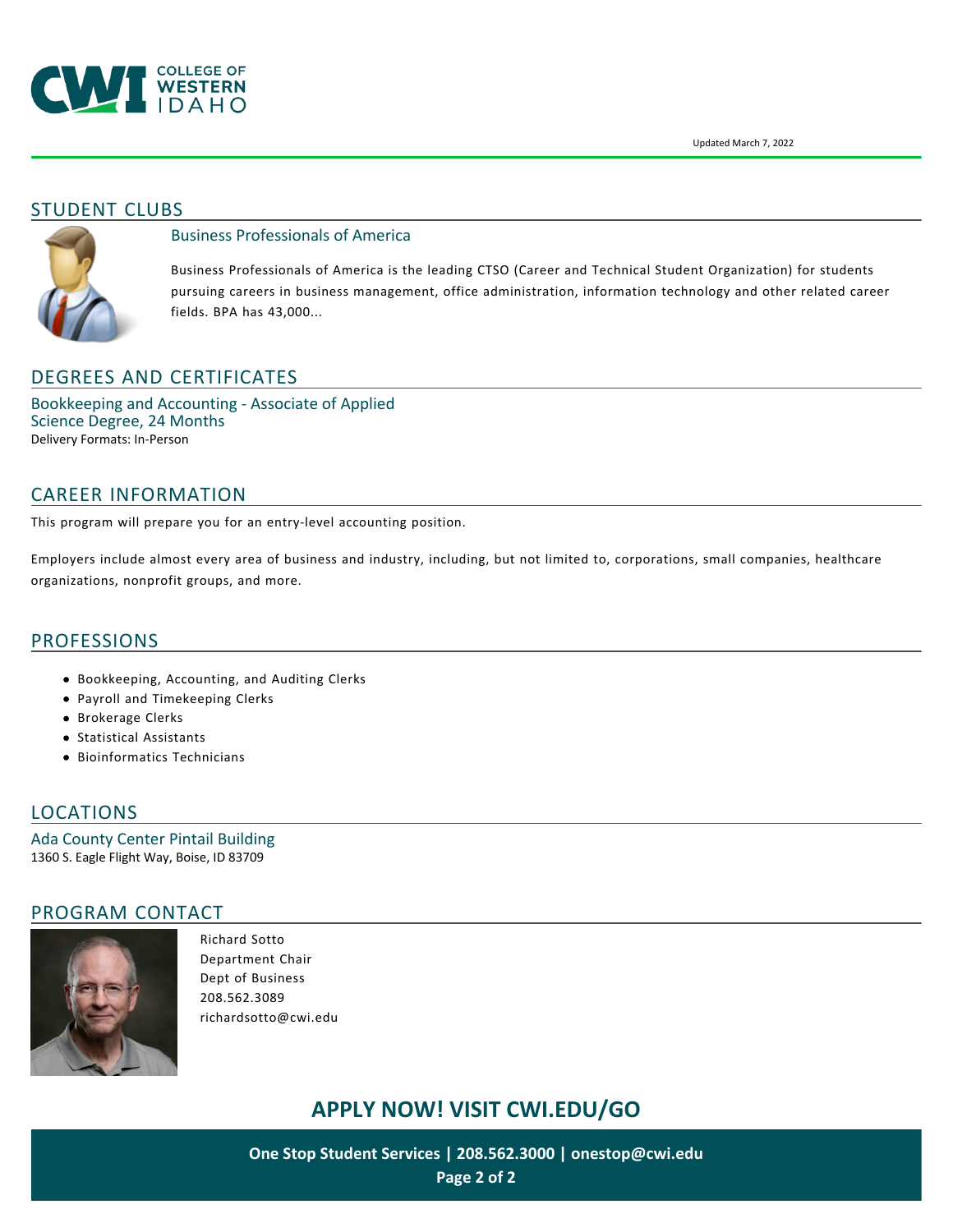Updated March 7, 2022

## STUDENT CLUBS

### Business Professionals of America

Business Professionals of America is the leading CTSO (Career and Technical Student Organization) for students pursuing careers in business management, office administration, information technology and other related career fields. BPA has 43,000...

## DEGREES AND CERTIFICATES

### Bookkeeping and Accounting - Associate of Applied Science Degree, 24 Months

Delivery Formats: In-Person

## CAREER INFORMATION

This program will prepare you for an entry-level accounting position.

Employers include almost every area of business and industry, including, but not limited to, corporations, small companies, healthcare organizations, nonprofit groups, and more.

## PROFESSIONS

- Bookkeeping, Accounting, and Auditing Clerks
- Payroll and Timekeeping Clerks
- Brokerage Clerks
- Statistical Assistants
- Bioinformatics Technicians

## LOCATIONS

### Ada County Center Pintail Building

1360 S. Eagle Flight Way, Boise, ID 83709

## PROGRAM CONTACT

Richard Sotto
Department Chair
Dept of Business
208.562.3089
richardsotto@cwi.edu

## APPLY NOW! VISIT CWI.EDU/GO

**One Stop Student Services | 208.562.3000 | onestop@cwi.edu**